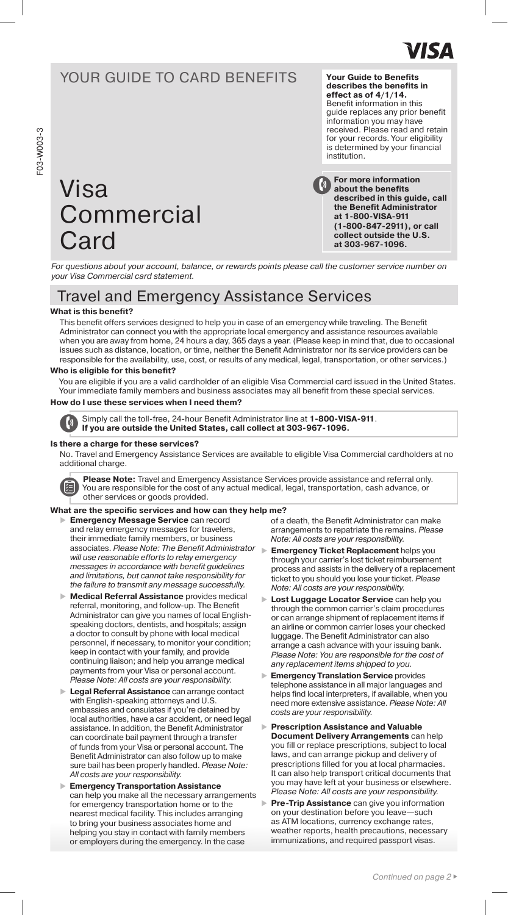VISA

# YOUR GUIDE TO CARD BENEFITS

**Your Guide to Benefits describes the benefits in effect as of 4/1/14.** Benefit information in this guide replaces any prior benefit information you may have received. Please read and retain for your records. Your eligibility is determined by your financial institution.

F03-W003-3

# Visa Commercial Card

**For more information about the benefits described in this guide, call the Benefit Administrator at 1-800-VISA-911 (1-800-847-2911), or call collect outside the U.S. at 303-967-1096.**

*For questions about your account, balance, or rewards points please call the customer service number on your Visa Commercial card statement.*

## Travel and Emergency Assistance Services

**What is this benefit?**

This benefit offers services designed to help you in case of an emergency while traveling. The Benefit Administrator can connect you with the appropriate local emergency and assistance resources available when you are away from home, 24 hours a day, 365 days a year. (Please keep in mind that, due to occasional issues such as distance, location, or time, neither the Benefit Administrator nor its service providers can be responsible for the availability, use, cost, or results of any medical, legal, transportation, or other services.)

**Who is eligible for this benefit?**

You are eligible if you are a valid cardholder of an eligible Visa Commercial card issued in the United States. Your immediate family members and business associates may all benefit from these special services.

**How do I use these services when I need them?**

Simply call the toll-free, 24-hour Benefit Administrator line at **1-800-VISA-911**. **If you are outside the United States, call collect at 303-967-1096.**

**Is there a charge for these services?**

No. Travel and Emergency Assistance Services are available to eligible Visa Commercial cardholders at no additional charge.

**Please Note:** Travel and Emergency Assistance Services provide assistance and referral only. You are responsible for the cost of any actual medical, legal, transportation, cash advance, or other services or goods provided.

**What are the specific services and how can they help me?**

- **Emergency Message Service** can record and relay emergency messages for travelers, their immediate family members, or business associates. *Please Note: The Benefit Administrator will use reasonable efforts to relay emergency messages in accordance with benefit guidelines and limitations, but cannot take responsibility for the failure to transmit any message successfully.*
- **Medical Referral Assistance** provides medical referral, monitoring, and follow-up. The Benefit Administrator can give you names of local English-speaking doctors, dentists, and hospitals; assign a doctor to consult by phone with local medical personnel, if necessary, to monitor your condition; keep in contact with your family, and provide continuing liaison; and help you arrange medical payments from your Visa or personal account. *Please Note: All costs are your responsibility.*
- **Legal Referral Assistance** can arrange contact with English-speaking attorneys and U.S. embassies and consulates if you're detained by local authorities, have a car accident, or need legal assistance. In addition, the Benefit Administrator can coordinate bail payment through a transfer of funds from your Visa or personal account. The Benefit Administrator can also follow up to make sure bail has been properly handled. *Please Note: All costs are your responsibility.*
- **Emergency Transportation Assistance** can help you make all the necessary arrangements for emergency transportation home or to the nearest medical facility. This includes arranging to bring your business associates home and helping you stay in contact with family members or employers during the emergency. In the case of a death, the Benefit Administrator can make arrangements to repatriate the remains. *Please Note: All costs are your responsibility.*
- **Emergency Ticket Replacement** helps you through your carrier's lost ticket reimbursement process and assists in the delivery of a replacement ticket to you should you lose your ticket. *Please Note: All costs are your responsibility.*
- **Lost Luggage Locator Service** can help you through the common carrier's claim procedures or can arrange shipment of replacement items if an airline or common carrier loses your checked luggage. The Benefit Administrator can also arrange a cash advance with your issuing bank. *Please Note: You are responsible for the cost of any replacement items shipped to you.*
- **Emergency Translation Service** provides telephone assistance in all major languages and helps find local interpreters, if available, when you need more extensive assistance. *Please Note: All costs are your responsibility.*
- **Prescription Assistance and Valuable Document Delivery Arrangements** can help you fill or replace prescriptions, subject to local laws, and can arrange pickup and delivery of prescriptions filled for you at local pharmacies. It can also help transport critical documents that you may have left at your business or elsewhere. *Please Note: All costs are your responsibility.*
- **Pre-Trip Assistance** can give you information on your destination before you leave—such as ATM locations, currency exchange rates, weather reports, health precautions, necessary immunizations, and required passport visas.

*Continued on page 2*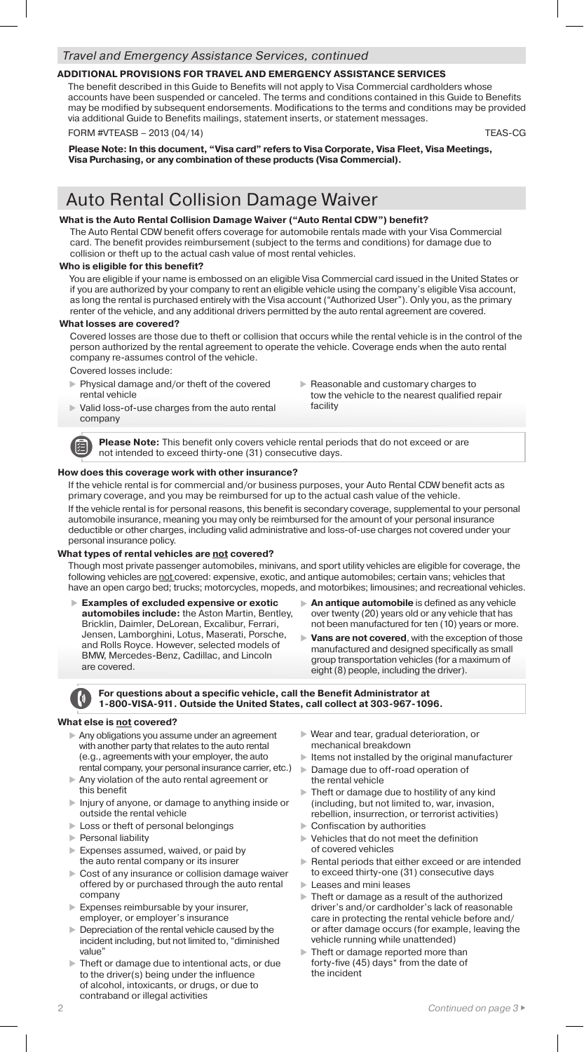*Travel and Emergency Assistance Services, continued*

**ADDITIONAL PROVISIONS FOR TRAVEL AND EMERGENCY ASSISTANCE SERVICES**

The benefit described in this Guide to Benefits will not apply to Visa Commercial cardholders whose accounts have been suspended or canceled. The terms and conditions contained in this Guide to Benefits may be modified by subsequent endorsements. Modifications to the terms and conditions may be provided via additional Guide to Benefits mailings, statement inserts, or statement messages.

FORM #VTEASB – 2013 (04/14) TEAS-CG

**Please Note: In this document, "Visa card" refers to Visa Corporate, Visa Fleet, Visa Meetings, Visa Purchasing, or any combination of these products (Visa Commercial).**

# Auto Rental Collision Damage Waiver

**What is the Auto Rental Collision Damage Waiver ("Auto Rental CDW") benefit?**

The Auto Rental CDW benefit offers coverage for automobile rentals made with your Visa Commercial card. The benefit provides reimbursement (subject to the terms and conditions) for damage due to collision or theft up to the actual cash value of most rental vehicles.

**Who is eligible for this benefit?**

You are eligible if your name is embossed on an eligible Visa Commercial card issued in the United States or if you are authorized by your company to rent an eligible vehicle using the company's eligible Visa account, as long the rental is purchased entirely with the Visa account ("Authorized User"). Only you, as the primary renter of the vehicle, and any additional drivers permitted by the auto rental agreement are covered.

**What losses are covered?**

Covered losses are those due to theft or collision that occurs while the rental vehicle is in the control of the person authorized by the rental agreement to operate the vehicle. Coverage ends when the auto rental company re-assumes control of the vehicle.

Covered losses include:

- Physical damage and/or theft of the covered rental vehicle
- Valid loss-of-use charges from the auto rental company
- Reasonable and customary charges to tow the vehicle to the nearest qualified repair facility

**Please Note:** This benefit only covers vehicle rental periods that do not exceed or are not intended to exceed thirty-one (31) consecutive days.

**How does this coverage work with other insurance?**

If the vehicle rental is for commercial and/or business purposes, your Auto Rental CDW benefit acts as primary coverage, and you may be reimbursed for up to the actual cash value of the vehicle.

If the vehicle rental is for personal reasons, this benefit is secondary coverage, supplemental to your personal automobile insurance, meaning you may only be reimbursed for the amount of your personal insurance deductible or other charges, including valid administrative and loss-of-use charges not covered under your personal insurance policy.

**What types of rental vehicles are not covered?**

Though most private passenger automobiles, minivans, and sport utility vehicles are eligible for coverage, the following vehicles are not covered: expensive, exotic, and antique automobiles; certain vans; vehicles that have an open cargo bed; trucks; motorcycles, mopeds, and motorbikes; limousines; and recreational vehicles.

- **Examples of excluded expensive or exotic automobiles include:** the Aston Martin, Bentley, Bricklin, Daimler, DeLorean, Excalibur, Ferrari, Jensen, Lamborghini, Lotus, Maserati, Porsche, and Rolls Royce. However, selected models of BMW, Mercedes-Benz, Cadillac, and Lincoln are covered.
- **An antique automobile** is defined as any vehicle over twenty (20) years old or any vehicle that has not been manufactured for ten (10) years or more.
- **Vans are not covered**, with the exception of those manufactured and designed specifically as small group transportation vehicles (for a maximum of eight (8) people, including the driver).

**For questions about a specific vehicle, call the Benefit Administrator at 1-800-VISA-911. Outside the United States, call collect at 303-967-1096.**

**What else is not covered?**

- Any obligations you assume under an agreement with another party that relates to the auto rental (e.g., agreements with your employer, the auto rental company, your personal insurance carrier, etc.)
- Any violation of the auto rental agreement or this benefit
- Injury of anyone, or damage to anything inside or outside the rental vehicle
- Loss or theft of personal belongings
- Personal liability
- Expenses assumed, waived, or paid by the auto rental company or its insurer
- Cost of any insurance or collision damage waiver offered by or purchased through the auto rental company
- Expenses reimbursable by your insurer, employer, or employer's insurance
- Depreciation of the rental vehicle caused by the incident including, but not limited to, "diminished value"
- Theft or damage due to intentional acts, or due to the driver(s) being under the influence of alcohol, intoxicants, or drugs, or due to contraband or illegal activities
- Wear and tear, gradual deterioration, or mechanical breakdown
- Items not installed by the original manufacturer
- Damage due to off-road operation of the rental vehicle
- Theft or damage due to hostility of any kind (including, but not limited to, war, invasion, rebellion, insurrection, or terrorist activities)
- Confiscation by authorities
- Vehicles that do not meet the definition of covered vehicles
- Rental periods that either exceed or are intended to exceed thirty-one (31) consecutive days
- Leases and mini leases
- Theft or damage as a result of the authorized driver's and/or cardholder's lack of reasonable care in protecting the rental vehicle before and/or after damage occurs (for example, leaving the vehicle running while unattended)
- Theft or damage reported more than forty-five (45) days* from the date of the incident

*Continued on page 3*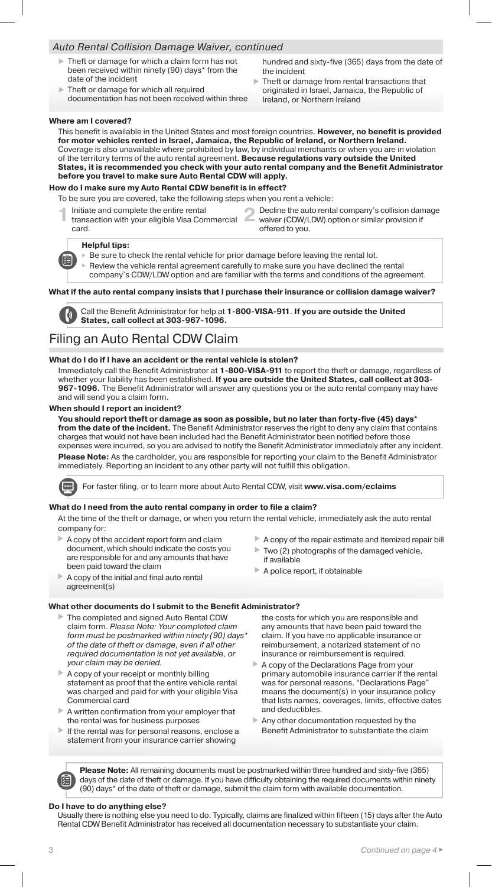## Auto Rental Collision Damage Waiver, continued

- Theft or damage for which a claim form has not been received within ninety (90) days* from the date of the incident
- Theft or damage for which all required documentation has not been received within three hundred and sixty-five (365) days from the date of the incident
- Theft or damage from rental transactions that originated in Israel, Jamaica, the Republic of Ireland, or Northern Ireland

### Where am I covered?

This benefit is available in the United States and most foreign countries. **However, no benefit is provided for motor vehicles rented in Israel, Jamaica, the Republic of Ireland, or Northern Ireland.** Coverage is also unavailable where prohibited by law, by individual merchants or when you are in violation of the territory terms of the auto rental agreement. **Because regulations vary outside the United States, it is recommended you check with your auto rental company and the Benefit Administrator before you travel to make sure Auto Rental CDW will apply.**

### How do I make sure my Auto Rental CDW benefit is in effect?

To be sure you are covered, take the following steps when you rent a vehicle:

1. Initiate and complete the entire rental transaction with your eligible Visa Commercial card.
2. Decline the auto rental company's collision damage waiver (CDW/LDW) option or similar provision if offered to you.

**Helpful tips:**

- Be sure to check the rental vehicle for prior damage before leaving the rental lot.
- Review the vehicle rental agreement carefully to make sure you have declined the rental company's CDW/LDW option and are familiar with the terms and conditions of the agreement.

### What if the auto rental company insists that I purchase their insurance or collision damage waiver?

Call the Benefit Administrator for help at **1-800-VISA-911**. **If you are outside the United States, call collect at 303-967-1096.**

# Filing an Auto Rental CDW Claim

### What do I do if I have an accident or the rental vehicle is stolen?

Immediately call the Benefit Administrator at **1-800-VISA-911** to report the theft or damage, regardless of whether your liability has been established. **If you are outside the United States, call collect at 303-967-1096.** The Benefit Administrator will answer any questions you or the auto rental company may have and will send you a claim form.

### When should I report an incident?

**You should report theft or damage as soon as possible, but no later than forty-five (45) days* from the date of the incident.** The Benefit Administrator reserves the right to deny any claim that contains charges that would not have been included had the Benefit Administrator been notified before those expenses were incurred, so you are advised to notify the Benefit Administrator immediately after any incident.

**Please Note:** As the cardholder, you are responsible for reporting your claim to the Benefit Administrator immediately. Reporting an incident to any other party will not fulfill this obligation.

For faster filing, or to learn more about Auto Rental CDW, visit **www.visa.com/eclaims**

### What do I need from the auto rental company in order to file a claim?

At the time of the theft or damage, or when you return the rental vehicle, immediately ask the auto rental company for:

- A copy of the accident report form and claim document, which should indicate the costs you are responsible for and any amounts that have been paid toward the claim
- A copy of the initial and final auto rental agreement(s)
- A copy of the repair estimate and itemized repair bill
- Two (2) photographs of the damaged vehicle, if available
- A police report, if obtainable

### What other documents do I submit to the Benefit Administrator?

- The completed and signed Auto Rental CDW claim form. *Please Note: Your completed claim form must be postmarked within ninety (90) days* of the date of theft or damage, even if all other required documentation is not yet available, or your claim may be denied.*
- A copy of your receipt or monthly billing statement as proof that the entire vehicle rental was charged and paid for with your eligible Visa Commercial card
- A written confirmation from your employer that the rental was for business purposes
- If the rental was for personal reasons, enclose a statement from your insurance carrier showing the costs for which you are responsible and any amounts that have been paid toward the claim. If you have no applicable insurance or reimbursement, a notarized statement of no insurance or reimbursement is required.
- A copy of the Declarations Page from your primary automobile insurance carrier if the rental was for personal reasons. "Declarations Page" means the document(s) in your insurance policy that lists names, coverages, limits, effective dates and deductibles.
- Any other documentation requested by the Benefit Administrator to substantiate the claim

**Please Note:** All remaining documents must be postmarked within three hundred and sixty-five (365) days of the date of theft or damage. If you have difficulty obtaining the required documents within ninety (90) days* of the date of theft or damage, submit the claim form with available documentation.

### Do I have to do anything else?

Usually there is nothing else you need to do. Typically, claims are finalized within fifteen (15) days after the Auto Rental CDW Benefit Administrator has received all documentation necessary to substantiate your claim.

*Continued on page 4*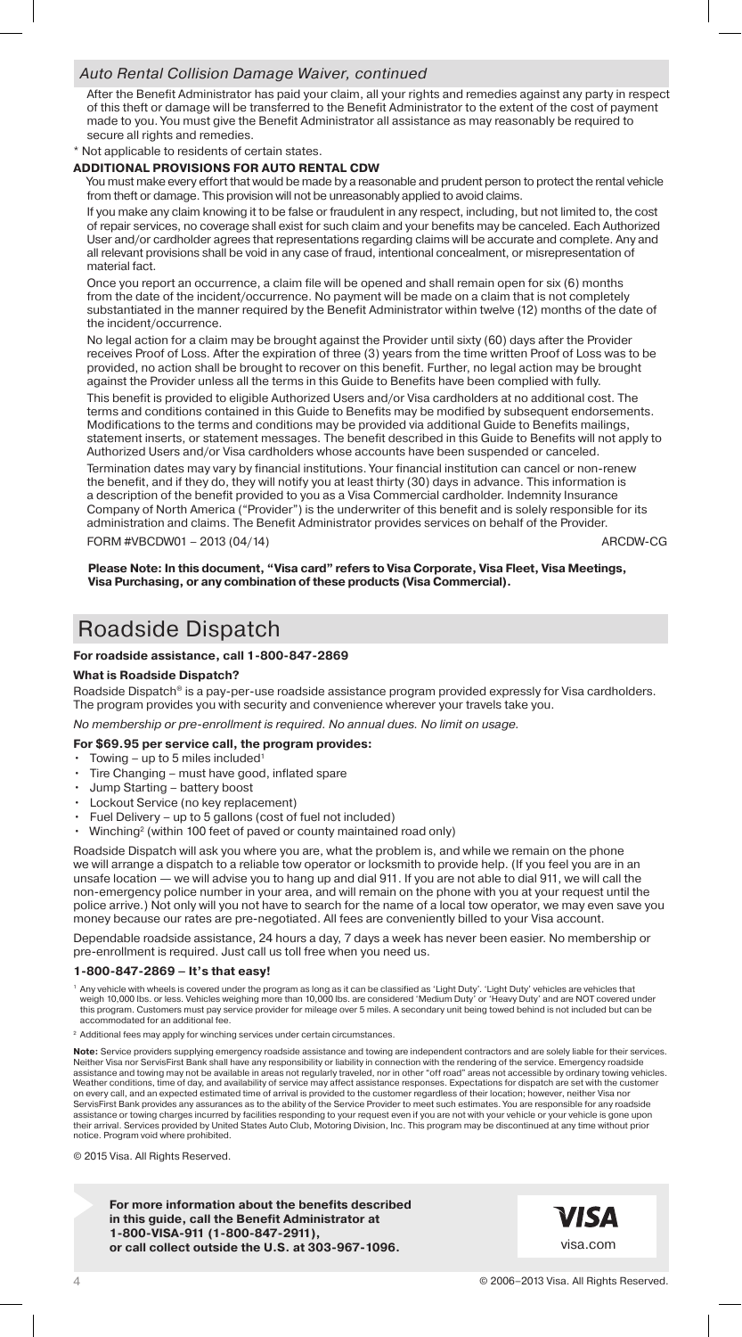### Auto Rental Collision Damage Waiver, continued

After the Benefit Administrator has paid your claim, all your rights and remedies against any party in respect of this theft or damage will be transferred to the Benefit Administrator to the extent of the cost of payment made to you. You must give the Benefit Administrator all assistance as may reasonably be required to secure all rights and remedies.

* Not applicable to residents of certain states.

**ADDITIONAL PROVISIONS FOR AUTO RENTAL CDW**

You must make every effort that would be made by a reasonable and prudent person to protect the rental vehicle from theft or damage. This provision will not be unreasonably applied to avoid claims.

If you make any claim knowing it to be false or fraudulent in any respect, including, but not limited to, the cost of repair services, no coverage shall exist for such claim and your benefits may be canceled. Each Authorized User and/or cardholder agrees that representations regarding claims will be accurate and complete. Any and all relevant provisions shall be void in any case of fraud, intentional concealment, or misrepresentation of material fact.

Once you report an occurrence, a claim file will be opened and shall remain open for six (6) months from the date of the incident/occurrence. No payment will be made on a claim that is not completely substantiated in the manner required by the Benefit Administrator within twelve (12) months of the date of the incident/occurrence.

No legal action for a claim may be brought against the Provider until sixty (60) days after the Provider receives Proof of Loss. After the expiration of three (3) years from the time written Proof of Loss was to be provided, no action shall be brought to recover on this benefit. Further, no legal action may be brought against the Provider unless all the terms in this Guide to Benefits have been complied with fully.

This benefit is provided to eligible Authorized Users and/or Visa cardholders at no additional cost. The terms and conditions contained in this Guide to Benefits may be modified by subsequent endorsements. Modifications to the terms and conditions may be provided via additional Guide to Benefits mailings, statement inserts, or statement messages. The benefit described in this Guide to Benefits will not apply to Authorized Users and/or Visa cardholders whose accounts have been suspended or canceled.

Termination dates may vary by financial institutions. Your financial institution can cancel or non-renew the benefit, and if they do, they will notify you at least thirty (30) days in advance. This information is a description of the benefit provided to you as a Visa Commercial cardholder. Indemnity Insurance Company of North America ("Provider") is the underwriter of this benefit and is solely responsible for its administration and claims. The Benefit Administrator provides services on behalf of the Provider.

FORM #VBCDW01 – 2013 (04/14) ARCDW-CG

**Please Note: In this document, "Visa card" refers to Visa Corporate, Visa Fleet, Visa Meetings, Visa Purchasing, or any combination of these products (Visa Commercial).**

# Roadside Dispatch

**For roadside assistance, call 1-800-847-2869**

**What is Roadside Dispatch?**

Roadside Dispatch® is a pay-per-use roadside assistance program provided expressly for Visa cardholders. The program provides you with security and convenience wherever your travels take you.

*No membership or pre-enrollment is required. No annual dues. No limit on usage.*

**For $69.95 per service call, the program provides:**

- Towing – up to 5 miles included[1]
- Tire Changing – must have good, inflated spare
- Jump Starting – battery boost
- Lockout Service (no key replacement)
- Fuel Delivery – up to 5 gallons (cost of fuel not included)
- Winching[2] (within 100 feet of paved or county maintained road only)

Roadside Dispatch will ask you where you are, what the problem is, and while we remain on the phone we will arrange a dispatch to a reliable tow operator or locksmith to provide help. (If you feel you are in an unsafe location — we will advise you to hang up and dial 911. If you are not able to dial 911, we will call the non-emergency police number in your area, and will remain on the phone with you at your request until the police arrive.) Not only will you not have to search for the name of a local tow operator, we may even save you money because our rates are pre-negotiated. All fees are conveniently billed to your Visa account.

Dependable roadside assistance, 24 hours a day, 7 days a week has never been easier. No membership or pre-enrollment is required. Just call us toll free when you need us.

**1-800-847-2869 – It's that easy!**

[1] Any vehicle with wheels is covered under the program as long as it can be classified as 'Light Duty'. 'Light Duty' vehicles are vehicles that weigh 10,000 lbs. or less. Vehicles weighing more than 10,000 lbs. are considered 'Medium Duty' or 'Heavy Duty' and are NOT covered under this program. Customers must pay service provider for mileage over 5 miles. A secondary unit being towed behind is not included but can be accommodated for an additional fee.

[2] Additional fees may apply for winching services under certain circumstances.

**Note:** Service providers supplying emergency roadside assistance and towing are independent contractors and are solely liable for their services. Neither Visa nor ServisFirst Bank shall have any responsibility or liability in connection with the rendering of the service. Emergency roadside assistance and towing may not be available in areas not regularly traveled, nor in other "off road" areas not accessible by ordinary towing vehicles. Weather conditions, time of day, and availability of service may affect assistance responses. Expectations for dispatch are set with the customer on every call, and an expected estimated time of arrival is provided to the customer regardless of their location; however, neither Visa nor ServisFirst Bank provides any assurances as to the ability of the Service Provider to meet such estimates. You are responsible for any roadside assistance or towing charges incurred by facilities responding to your request even if you are not with your vehicle or your vehicle is gone upon their arrival. Services provided by United States Auto Club, Motoring Division, Inc. This program may be discontinued at any time without prior notice. Program void where prohibited.

© 2015 Visa. All Rights Reserved.

**For more information about the benefits described in this guide, call the Benefit Administrator at 1-800-VISA-911 (1-800-847-2911), or call collect outside the U.S. at 303-967-1096.**

VISA

visa.com

© 2006–2013 Visa. All Rights Reserved.